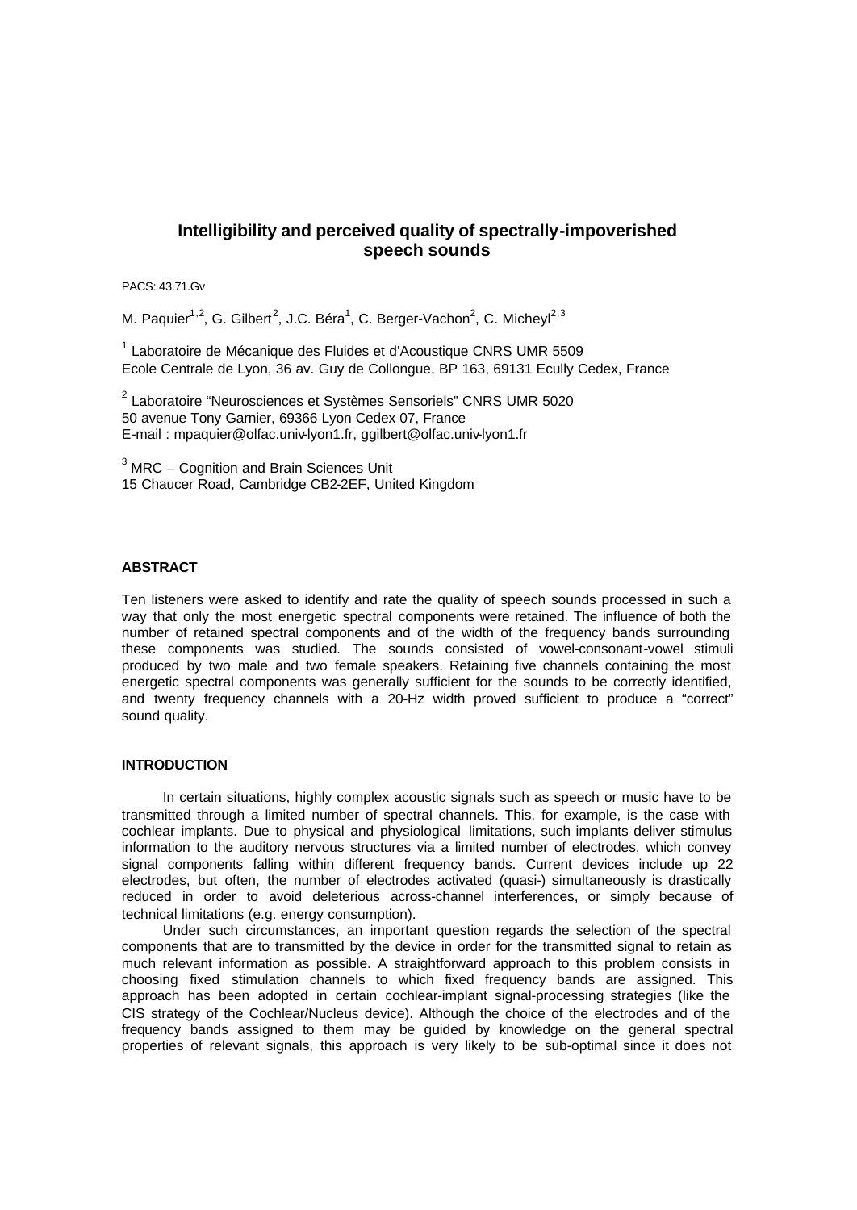# Intelligibility and perceived quality of spectrally-impoverished speech sounds

PACS: 43.71.Gv

M. Paquier[1,2], G. Gilbert[2], J.C. Béra[1], C. Berger-Vachon[2], C. Micheyl[2,3]

[1] Laboratoire de Mécanique des Fluides et d'Acoustique CNRS UMR 5509
Ecole Centrale de Lyon, 36 av. Guy de Collongue, BP 163, 69131 Ecully Cedex, France

[2] Laboratoire "Neurosciences et Systèmes Sensoriels" CNRS UMR 5020
50 avenue Tony Garnier, 69366 Lyon Cedex 07, France
E-mail : mpaquier@olfac.univ-lyon1.fr, ggilbert@olfac.univ-lyon1.fr

[3] MRC – Cognition and Brain Sciences Unit
15 Chaucer Road, Cambridge CB2-2EF, United Kingdom

## ABSTRACT

Ten listeners were asked to identify and rate the quality of speech sounds processed in such a way that only the most energetic spectral components were retained. The influence of both the number of retained spectral components and of the width of the frequency bands surrounding these components was studied. The sounds consisted of vowel-consonant-vowel stimuli produced by two male and two female speakers. Retaining five channels containing the most energetic spectral components was generally sufficient for the sounds to be correctly identified, and twenty frequency channels with a 20-Hz width proved sufficient to produce a "correct" sound quality.

## INTRODUCTION

In certain situations, highly complex acoustic signals such as speech or music have to be transmitted through a limited number of spectral channels. This, for example, is the case with cochlear implants. Due to physical and physiological limitations, such implants deliver stimulus information to the auditory nervous structures via a limited number of electrodes, which convey signal components falling within different frequency bands. Current devices include up 22 electrodes, but often, the number of electrodes activated (quasi-) simultaneously is drastically reduced in order to avoid deleterious across-channel interferences, or simply because of technical limitations (e.g. energy consumption).

Under such circumstances, an important question regards the selection of the spectral components that are to transmitted by the device in order for the transmitted signal to retain as much relevant information as possible. A straightforward approach to this problem consists in choosing fixed stimulation channels to which fixed frequency bands are assigned. This approach has been adopted in certain cochlear-implant signal-processing strategies (like the CIS strategy of the Cochlear/Nucleus device). Although the choice of the electrodes and of the frequency bands assigned to them may be guided by knowledge on the general spectral properties of relevant signals, this approach is very likely to be sub-optimal since it does not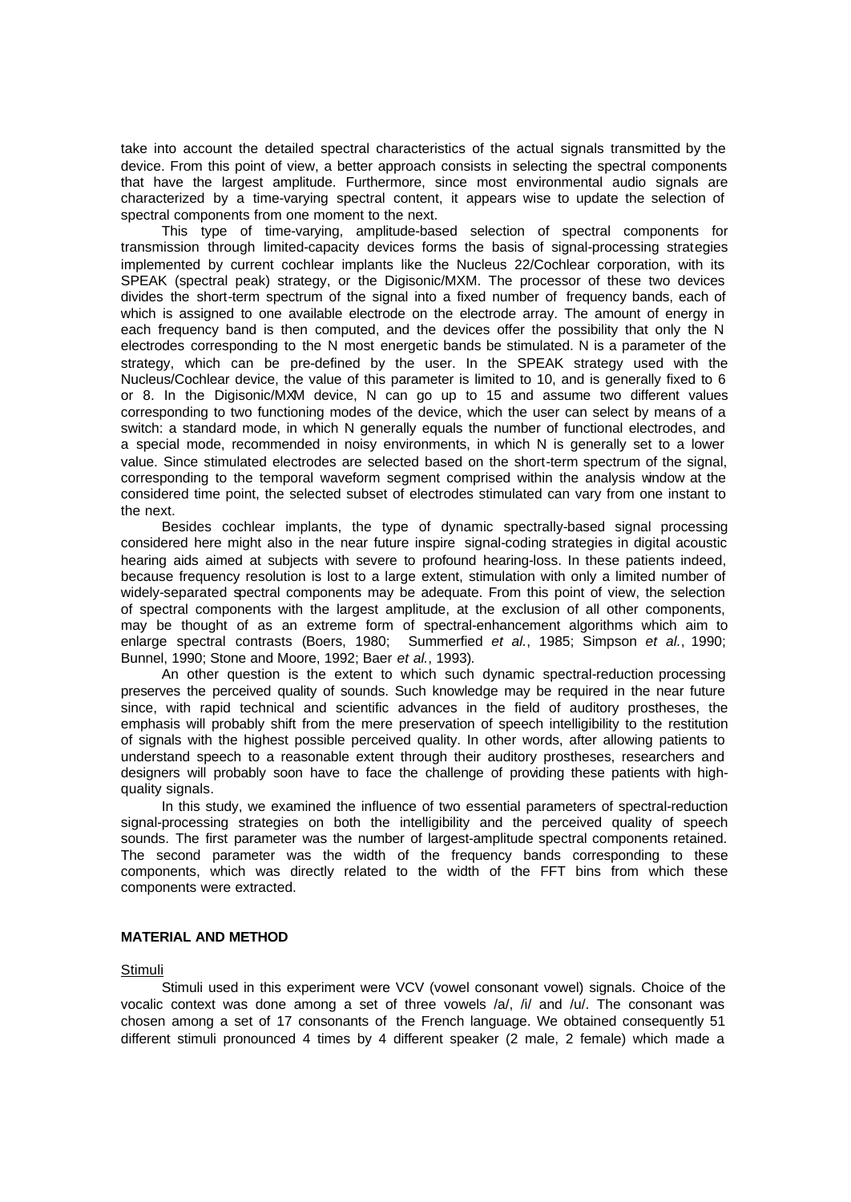take into account the detailed spectral characteristics of the actual signals transmitted by the device. From this point of view, a better approach consists in selecting the spectral components that have the largest amplitude. Furthermore, since most environmental audio signals are characterized by a time-varying spectral content, it appears wise to update the selection of spectral components from one moment to the next.

This type of time-varying, amplitude-based selection of spectral components for transmission through limited-capacity devices forms the basis of signal-processing strategies implemented by current cochlear implants like the Nucleus 22/Cochlear corporation, with its SPEAK (spectral peak) strategy, or the Digisonic/MXM. The processor of these two devices divides the short-term spectrum of the signal into a fixed number of frequency bands, each of which is assigned to one available electrode on the electrode array. The amount of energy in each frequency band is then computed, and the devices offer the possibility that only the N electrodes corresponding to the N most energetic bands be stimulated. N is a parameter of the strategy, which can be pre-defined by the user. In the SPEAK strategy used with the Nucleus/Cochlear device, the value of this parameter is limited to 10, and is generally fixed to 6 or 8. In the Digisonic/MXM device, N can go up to 15 and assume two different values corresponding to two functioning modes of the device, which the user can select by means of a switch: a standard mode, in which N generally equals the number of functional electrodes, and a special mode, recommended in noisy environments, in which N is generally set to a lower value. Since stimulated electrodes are selected based on the short-term spectrum of the signal, corresponding to the temporal waveform segment comprised within the analysis window at the considered time point, the selected subset of electrodes stimulated can vary from one instant to the next.

Besides cochlear implants, the type of dynamic spectrally-based signal processing considered here might also in the near future inspire signal-coding strategies in digital acoustic hearing aids aimed at subjects with severe to profound hearing-loss. In these patients indeed, because frequency resolution is lost to a large extent, stimulation with only a limited number of widely-separated spectral components may be adequate. From this point of view, the selection of spectral components with the largest amplitude, at the exclusion of all other components, may be thought of as an extreme form of spectral-enhancement algorithms which aim to enlarge spectral contrasts (Boers, 1980; Summerfied *et al.*, 1985; Simpson *et al.*, 1990; Bunnel, 1990; Stone and Moore, 1992; Baer *et al.*, 1993).

An other question is the extent to which such dynamic spectral-reduction processing preserves the perceived quality of sounds. Such knowledge may be required in the near future since, with rapid technical and scientific advances in the field of auditory prostheses, the emphasis will probably shift from the mere preservation of speech intelligibility to the restitution of signals with the highest possible perceived quality. In other words, after allowing patients to understand speech to a reasonable extent through their auditory prostheses, researchers and designers will probably soon have to face the challenge of providing these patients with high-quality signals.

In this study, we examined the influence of two essential parameters of spectral-reduction signal-processing strategies on both the intelligibility and the perceived quality of speech sounds. The first parameter was the number of largest-amplitude spectral components retained. The second parameter was the width of the frequency bands corresponding to these components, which was directly related to the width of the FFT bins from which these components were extracted.

## MATERIAL AND METHOD

### Stimuli

Stimuli used in this experiment were VCV (vowel consonant vowel) signals. Choice of the vocalic context was done among a set of three vowels /a/, /i/ and /u/. The consonant was chosen among a set of 17 consonants of the French language. We obtained consequently 51 different stimuli pronounced 4 times by 4 different speaker (2 male, 2 female) which made a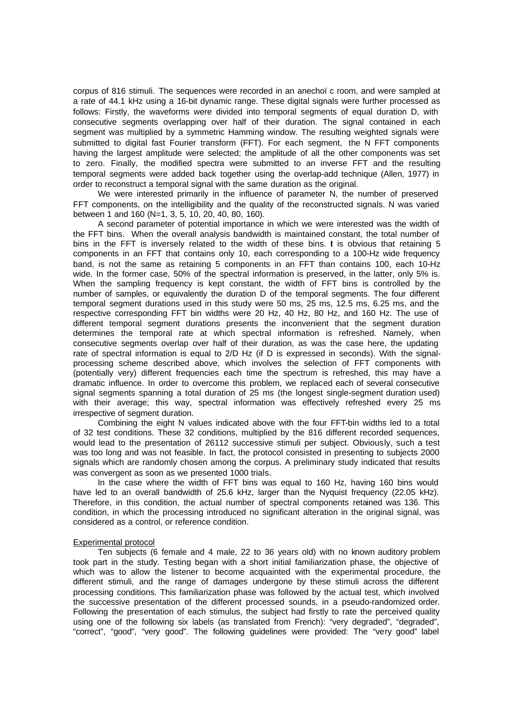corpus of 816 stimuli. The sequences were recorded in an anechoï c room, and were sampled at a rate of 44.1 kHz using a 16-bit dynamic range. These digital signals were further processed as follows: Firstly, the waveforms were divided into temporal segments of equal duration D, with consecutive segments overlapping over half of their duration. The signal contained in each segment was multiplied by a symmetric Hamming window. The resulting weighted signals were submitted to digital fast Fourier transform (FFT). For each segment, the N FFT components having the largest amplitude were selected; the amplitude of all the other components was set to zero. Finally, the modified spectra were submitted to an inverse FFT and the resulting temporal segments were added back together using the overlap-add technique (Allen, 1977) in order to reconstruct a temporal signal with the same duration as the original.

We were interested primarily in the influence of parameter N, the number of preserved FFT components, on the intelligibility and the quality of the reconstructed signals. N was varied between 1 and 160 (N=1, 3, 5, 10, 20, 40, 80, 160).

A second parameter of potential importance in which we were interested was the width of the FFT bins. When the overall analysis bandwidth is maintained constant, the total number of bins in the FFT is inversely related to the width of these bins. t is obvious that retaining 5 components in an FFT that contains only 10, each corresponding to a 100-Hz wide frequency band, is not the same as retaining 5 components in an FFT than contains 100, each 10-Hz wide. In the former case, 50% of the spectral information is preserved, in the latter, only 5% is. When the sampling frequency is kept constant, the width of FFT bins is controlled by the number of samples, or equivalently the duration D of the temporal segments. The four different temporal segment durations used in this study were 50 ms, 25 ms, 12.5 ms, 6.25 ms, and the respective corresponding FFT bin widths were 20 Hz, 40 Hz, 80 Hz, and 160 Hz. The use of different temporal segment durations presents the inconvenient that the segment duration determines the temporal rate at which spectral information is refreshed. Namely, when consecutive segments overlap over half of their duration, as was the case here, the updating rate of spectral information is equal to 2/D Hz (if D is expressed in seconds). With the signal-processing scheme described above, which involves the selection of FFT components with (potentially very) different frequencies each time the spectrum is refreshed, this may have a dramatic influence. In order to overcome this problem, we replaced each of several consecutive signal segments spanning a total duration of 25 ms (the longest single-segment duration used) with their average; this way, spectral information was effectively refreshed every 25 ms irrespective of segment duration.

Combining the eight N values indicated above with the four FFT-bin widths led to a total of 32 test conditions. These 32 conditions, multiplied by the 816 different recorded sequences, would lead to the presentation of 26112 successive stimuli per subject. Obviously, such a test was too long and was not feasible. In fact, the protocol consisted in presenting to subjects 2000 signals which are randomly chosen among the corpus. A preliminary study indicated that results was convergent as soon as we presented 1000 trials.

In the case where the width of FFT bins was equal to 160 Hz, having 160 bins would have led to an overall bandwidth of 25.6 kHz, larger than the Nyquist frequency (22.05 kHz). Therefore, in this condition, the actual number of spectral components retained was 136. This condition, in which the processing introduced no significant alteration in the original signal, was considered as a control, or reference condition.

## Experimental protocol

Ten subjects (6 female and 4 male, 22 to 36 years old) with no known auditory problem took part in the study. Testing began with a short initial familiarization phase, the objective of which was to allow the listener to become acquainted with the experimental procedure, the different stimuli, and the range of damages undergone by these stimuli across the different processing conditions. This familiarization phase was followed by the actual test, which involved the successive presentation of the different processed sounds, in a pseudo-randomized order. Following the presentation of each stimulus, the subject had firstly to rate the perceived quality using one of the following six labels (as translated from French): "very degraded", "degraded", "correct", "good", "very good". The following guidelines were provided: The "very good" label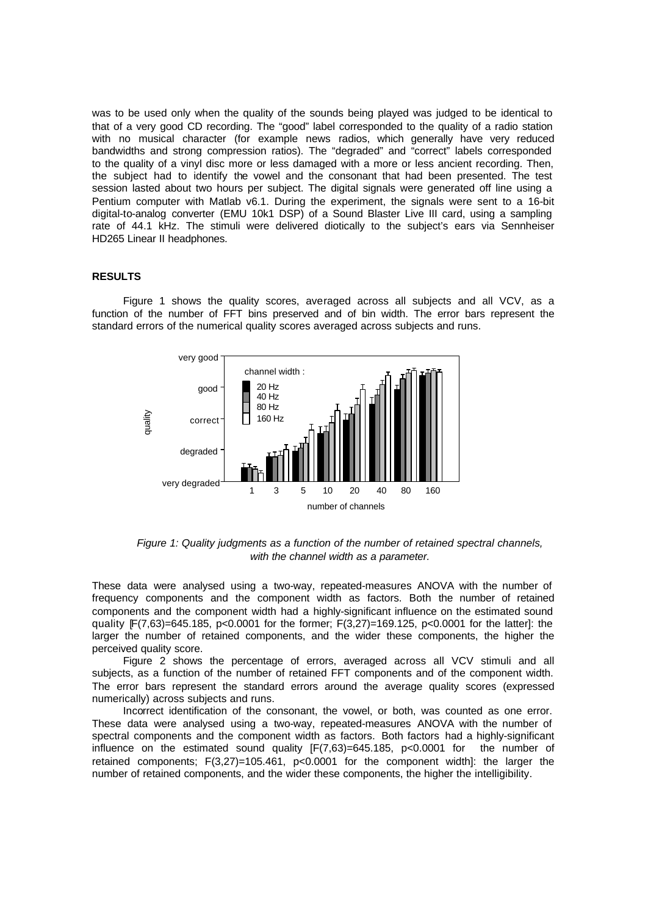was to be used only when the quality of the sounds being played was judged to be identical to that of a very good CD recording. The "good" label corresponded to the quality of a radio station with no musical character (for example news radios, which generally have very reduced bandwidths and strong compression ratios). The "degraded" and "correct" labels corresponded to the quality of a vinyl disc more or less damaged with a more or less ancient recording. Then, the subject had to identify the vowel and the consonant that had been presented. The test session lasted about two hours per subject. The digital signals were generated off line using a Pentium computer with Matlab v6.1. During the experiment, the signals were sent to a 16-bit digital-to-analog converter (EMU 10k1 DSP) of a Sound Blaster Live III card, using a sampling rate of 44.1 kHz. The stimuli were delivered diotically to the subject's ears via Sennheiser HD265 Linear II headphones.

## RESULTS

Figure 1 shows the quality scores, averaged across all subjects and all VCV, as a function of the number of FFT bins preserved and of bin width. The error bars represent the standard errors of the numerical quality scores averaged across subjects and runs.

*Figure 1: Quality judgments as a function of the number of retained spectral channels, with the channel width as a parameter.*

These data were analysed using a two-way, repeated-measures ANOVA with the number of frequency components and the component width as factors. Both the number of retained components and the component width had a highly-significant influence on the estimated sound quality [$F(7,63)=645.185$, $p<0.0001$ for the former; $F(3,27)=169.125$, $p<0.0001$ for the latter]: the larger the number of retained components, and the wider these components, the higher the perceived quality score.

Figure 2 shows the percentage of errors, averaged across all VCV stimuli and all subjects, as a function of the number of retained FFT components and of the component width. The error bars represent the standard errors around the average quality scores (expressed numerically) across subjects and runs.

Incorrect identification of the consonant, the vowel, or both, was counted as one error. These data were analysed using a two-way, repeated-measures ANOVA with the number of spectral components and the component width as factors. Both factors had a highly-significant influence on the estimated sound quality [$F(7,63)=645.185$, $p<0.0001$ for the number of retained components; $F(3,27)=105.461$, $p<0.0001$ for the component width]: the larger the number of retained components, and the wider these components, the higher the intelligibility.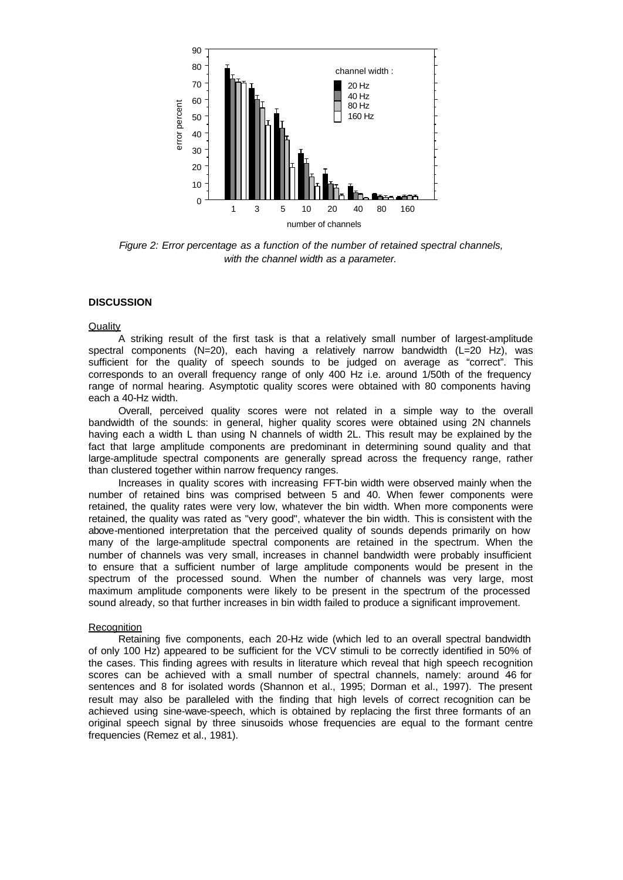*Figure 2: Error percentage as a function of the number of retained spectral channels, with the channel width as a parameter.*

## DISCUSSION

### Quality

A striking result of the first task is that a relatively small number of largest-amplitude spectral components (N=20), each having a relatively narrow bandwidth (L=20 Hz), was sufficient for the quality of speech sounds to be judged on average as "correct". This corresponds to an overall frequency range of only 400 Hz i.e. around 1/50th of the frequency range of normal hearing. Asymptotic quality scores were obtained with 80 components having each a 40-Hz width.

Overall, perceived quality scores were not related in a simple way to the overall bandwidth of the sounds: in general, higher quality scores were obtained using 2N channels having each a width L than using N channels of width 2L. This result may be explained by the fact that large amplitude components are predominant in determining sound quality and that large-amplitude spectral components are generally spread across the frequency range, rather than clustered together within narrow frequency ranges.

Increases in quality scores with increasing FFT-bin width were observed mainly when the number of retained bins was comprised between 5 and 40. When fewer components were retained, the quality rates were very low, whatever the bin width. When more components were retained, the quality was rated as "very good", whatever the bin width. This is consistent with the above-mentioned interpretation that the perceived quality of sounds depends primarily on how many of the large-amplitude spectral components are retained in the spectrum. When the number of channels was very small, increases in channel bandwidth were probably insufficient to ensure that a sufficient number of large amplitude components would be present in the spectrum of the processed sound. When the number of channels was very large, most maximum amplitude components were likely to be present in the spectrum of the processed sound already, so that further increases in bin width failed to produce a significant improvement.

### Recognition

Retaining five components, each 20-Hz wide (which led to an overall spectral bandwidth of only 100 Hz) appeared to be sufficient for the VCV stimuli to be correctly identified in 50% of the cases. This finding agrees with results in literature which reveal that high speech recognition scores can be achieved with a small number of spectral channels, namely: around 46 for sentences and 8 for isolated words (Shannon et al., 1995; Dorman et al., 1997). The present result may also be paralleled with the finding that high levels of correct recognition can be achieved using sine-wave-speech, which is obtained by replacing the first three formants of an original speech signal by three sinusoids whose frequencies are equal to the formant centre frequencies (Remez et al., 1981).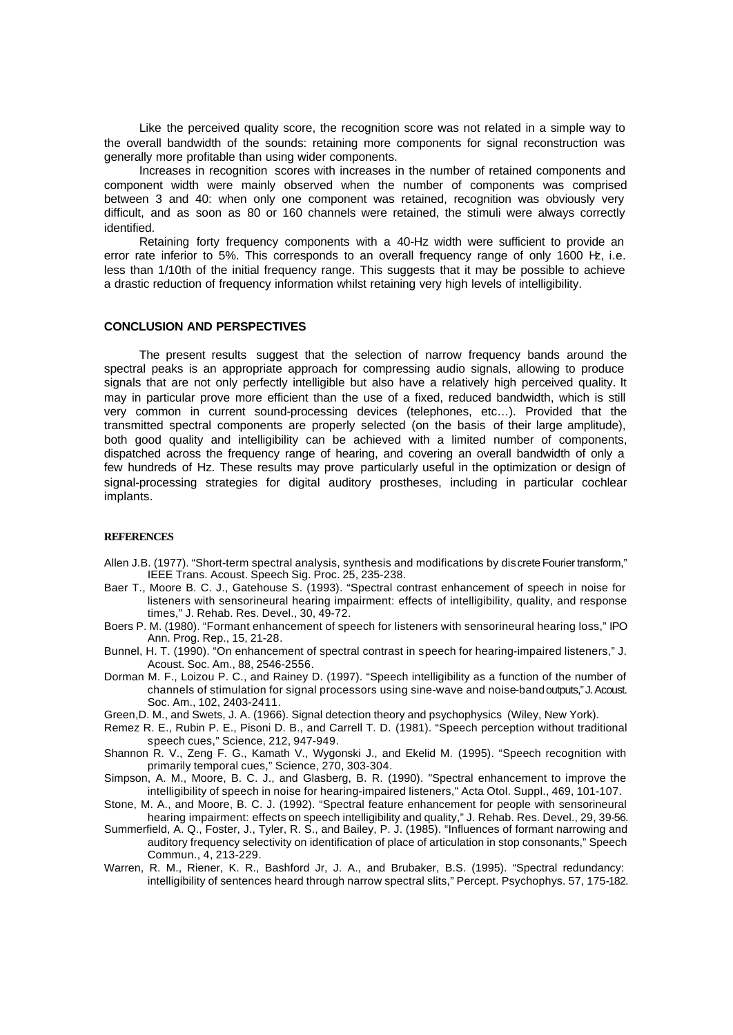Like the perceived quality score, the recognition score was not related in a simple way to the overall bandwidth of the sounds: retaining more components for signal reconstruction was generally more profitable than using wider components.

Increases in recognition scores with increases in the number of retained components and component width were mainly observed when the number of components was comprised between 3 and 40: when only one component was retained, recognition was obviously very difficult, and as soon as 80 or 160 channels were retained, the stimuli were always correctly identified.

Retaining forty frequency components with a 40-Hz width were sufficient to provide an error rate inferior to 5%. This corresponds to an overall frequency range of only 1600 Hz, i.e. less than 1/10th of the initial frequency range. This suggests that it may be possible to achieve a drastic reduction of frequency information whilst retaining very high levels of intelligibility.

## CONCLUSION AND PERSPECTIVES

The present results suggest that the selection of narrow frequency bands around the spectral peaks is an appropriate approach for compressing audio signals, allowing to produce signals that are not only perfectly intelligible but also have a relatively high perceived quality. It may in particular prove more efficient than the use of a fixed, reduced bandwidth, which is still very common in current sound-processing devices (telephones, etc…). Provided that the transmitted spectral components are properly selected (on the basis of their large amplitude), both good quality and intelligibility can be achieved with a limited number of components, dispatched across the frequency range of hearing, and covering an overall bandwidth of only a few hundreds of Hz. These results may prove particularly useful in the optimization or design of signal-processing strategies for digital auditory prostheses, including in particular cochlear implants.

## REFERENCES

Allen J.B. (1977). "Short-term spectral analysis, synthesis and modifications by discrete Fourier transform," IEEE Trans. Acoust. Speech Sig. Proc. 25, 235-238.

Baer T., Moore B. C. J., Gatehouse S. (1993). "Spectral contrast enhancement of speech in noise for listeners with sensorineural hearing impairment: effects of intelligibility, quality, and response times," J. Rehab. Res. Devel., 30, 49-72.

Boers P. M. (1980). "Formant enhancement of speech for listeners with sensorineural hearing loss," IPO Ann. Prog. Rep., 15, 21-28.

Bunnel, H. T. (1990). "On enhancement of spectral contrast in speech for hearing-impaired listeners," J. Acoust. Soc. Am., 88, 2546-2556.

Dorman M. F., Loizou P. C., and Rainey D. (1997). "Speech intelligibility as a function of the number of channels of stimulation for signal processors using sine-wave and noise-band outputs," J. Acoust. Soc. Am., 102, 2403-2411.

Green,D. M., and Swets, J. A. (1966). Signal detection theory and psychophysics (Wiley, New York).

Remez R. E., Rubin P. E., Pisoni D. B., and Carrell T. D. (1981). "Speech perception without traditional speech cues," Science, 212, 947-949.

Shannon R. V., Zeng F. G., Kamath V., Wygonski J., and Ekelid M. (1995). "Speech recognition with primarily temporal cues," Science, 270, 303-304.

Simpson, A. M., Moore, B. C. J., and Glasberg, B. R. (1990). "Spectral enhancement to improve the intelligibility of speech in noise for hearing-impaired listeners," Acta Otol. Suppl., 469, 101-107.

Stone, M. A., and Moore, B. C. J. (1992). "Spectral feature enhancement for people with sensorineural hearing impairment: effects on speech intelligibility and quality," J. Rehab. Res. Devel., 29, 39-56.

Summerfield, A. Q., Foster, J., Tyler, R. S., and Bailey, P. J. (1985). "Influences of formant narrowing and auditory frequency selectivity on identification of place of articulation in stop consonants," Speech Commun., 4, 213-229.

Warren, R. M., Riener, K. R., Bashford Jr, J. A., and Brubaker, B.S. (1995). "Spectral redundancy: intelligibility of sentences heard through narrow spectral slits," Percept. Psychophys. 57, 175-182.